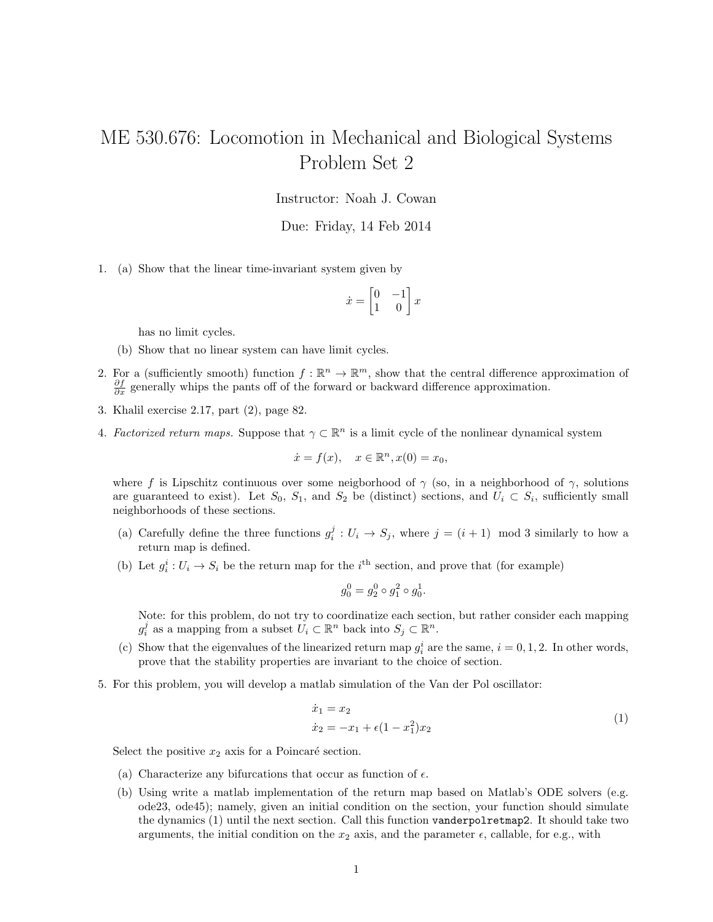# ME 530.676: Locomotion in Mechanical and Biological Systems Problem Set 2

Instructor: Noah J. Cowan

Due: Friday, 14 Feb 2014

1. (a) Show that the linear time-invariant system given by

$$\dot{x} = \begin{bmatrix} 0 & -1 \\ 1 & 0 \end{bmatrix} x$$

   has no limit cycles.

   (b) Show that no linear system can have limit cycles.

2. For a (sufficiently smooth) function $f : \mathbb{R}^n \to \mathbb{R}^m$, show that the central difference approximation of $\frac{\partial f}{\partial x}$ generally whips the pants off of the forward or backward difference approximation.

3. Khalil exercise 2.17, part (2), page 82.

4. *Factorized return maps.* Suppose that $\gamma \subset \mathbb{R}^n$ is a limit cycle of the nonlinear dynamical system

$$\dot{x} = f(x), \quad x \in \mathbb{R}^n, x(0) = x_0,$$

   where $f$ is Lipschitz continuous over some neigborhood of $\gamma$ (so, in a neighborhood of $\gamma$, solutions are guaranteed to exist). Let $S_0$, $S_1$, and $S_2$ be (distinct) sections, and $U_i \subset S_i$, sufficiently small neighborhoods of these sections.

   (a) Carefully define the three functions $g_i^j : U_i \to S_j$, where $j = (i+1) \mod 3$ similarly to how a return map is defined.

   (b) Let $g_i^i : U_i \to S_i$ be the return map for the $i^{\text{th}}$ section, and prove that (for example)

$$g_0^0 = g_2^0 \circ g_1^2 \circ g_0^1.$$

   Note: for this problem, do not try to coordinatize each section, but rather consider each mapping $g_i^j$ as a mapping from a subset $U_i \subset \mathbb{R}^n$ back into $S_j \subset \mathbb{R}^n$.

   (c) Show that the eigenvalues of the linearized return map $g_i^i$ are the same, $i = 0, 1, 2$. In other words, prove that the stability properties are invariant to the choice of section.

5. For this problem, you will develop a matlab simulation of the Van der Pol oscillator:

$$\begin{aligned} \dot{x}_1 &= x_2 \\ \dot{x}_2 &= -x_1 + \epsilon(1 - x_1^2)x_2 \end{aligned} \tag{1}$$

   Select the positive $x_2$ axis for a Poincaré section.

   (a) Characterize any bifurcations that occur as function of $\epsilon$.

   (b) Using write a matlab implementation of the return map based on Matlab's ODE solvers (e.g. ode23, ode45); namely, given an initial condition on the section, your function should simulate the dynamics (1) until the next section. Call this function `vanderpolretmap2`. It should take two arguments, the initial condition on the $x_2$ axis, and the parameter $\epsilon$, callable, for e.g., with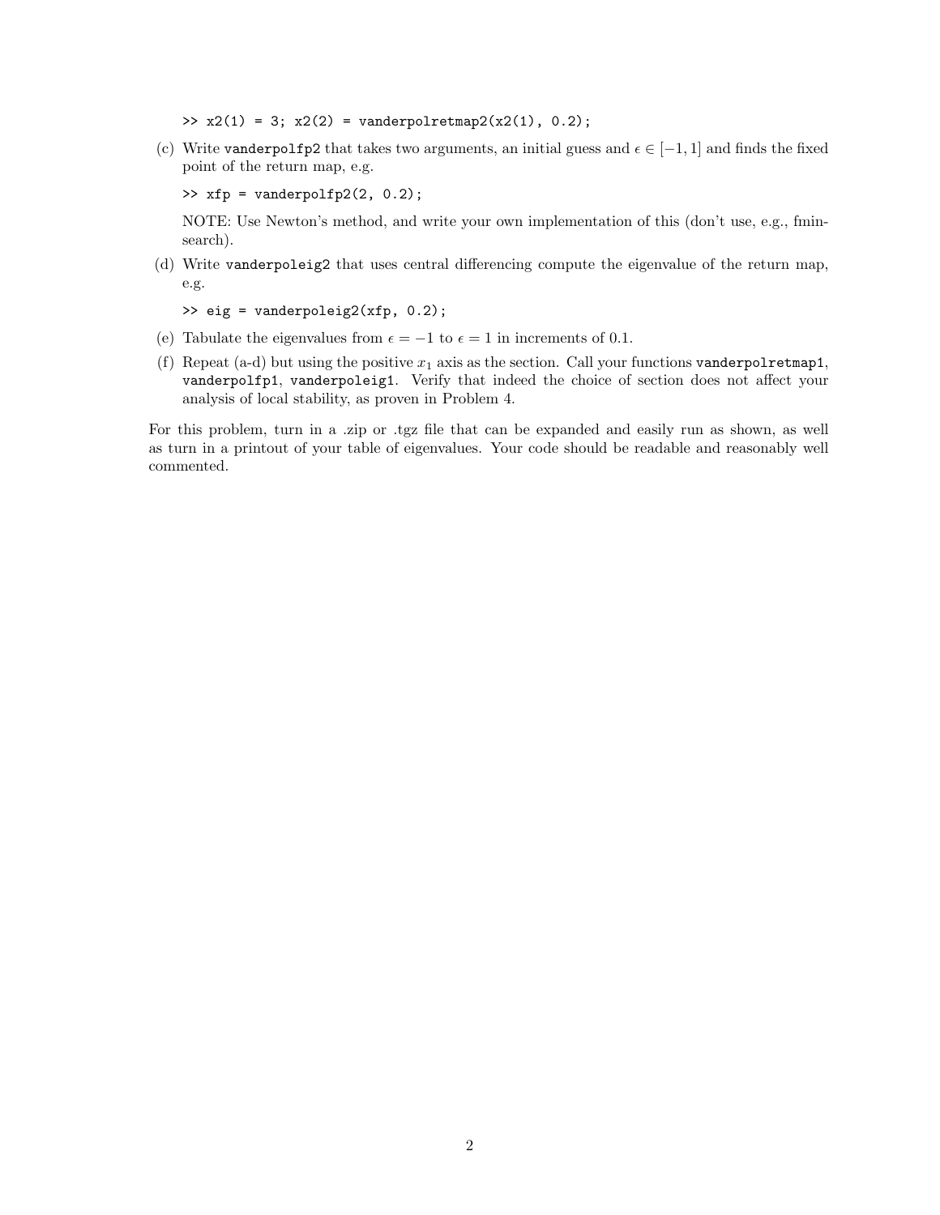```
>> x2(1) = 3; x2(2) = vanderpolretmap2(x2(1), 0.2);
```

(c) Write `vanderpolfp2` that takes two arguments, an initial guess and $\epsilon \in [-1, 1]$ and finds the fixed point of the return map, e.g.

```
>> xfp = vanderpolfp2(2, 0.2);
```

NOTE: Use Newton's method, and write your own implementation of this (don't use, e.g., fminsearch).

(d) Write `vanderpoleig2` that uses central differencing compute the eigenvalue of the return map, e.g.

```
>> eig = vanderpoleig2(xfp, 0.2);
```

(e) Tabulate the eigenvalues from $\epsilon = -1$ to $\epsilon = 1$ in increments of 0.1.

(f) Repeat (a-d) but using the positive $x_1$ axis as the section. Call your functions `vanderpolretmap1`, `vanderpolfp1`, `vanderpoleig1`. Verify that indeed the choice of section does not affect your analysis of local stability, as proven in Problem 4.

For this problem, turn in a .zip or .tgz file that can be expanded and easily run as shown, as well as turn in a printout of your table of eigenvalues. Your code should be readable and reasonably well commented.